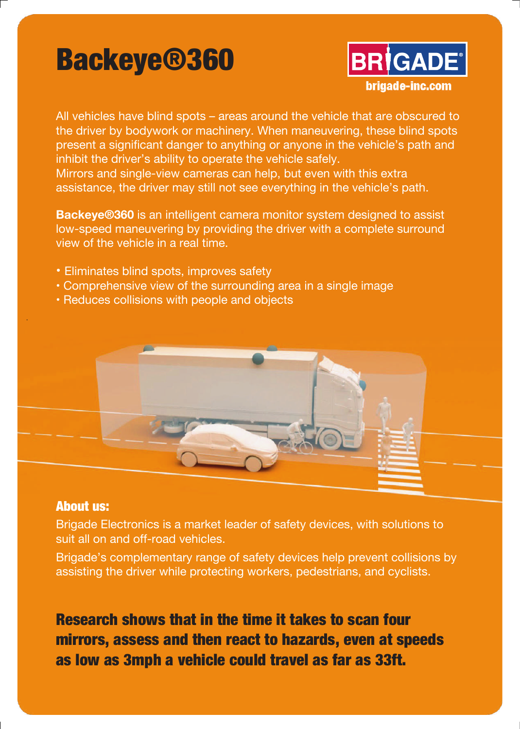# Backeye®360

**BRIGADE**

**brigade-inc.com**

All vehicles have blind spots – areas around the vehicle that are obscured to the driver by bodywork or machinery. When maneuvering, these blind spots present a significant danger to anything or anyone in the vehicle's path and inhibit the driver's ability to operate the vehicle safely.
Mirrors and single-view cameras can help, but even with this extra assistance, the driver may still not see everything in the vehicle's path.

**Backeye®360** is an intelligent camera monitor system designed to assist low-speed maneuvering by providing the driver with a complete surround view of the vehicle in a real time.

- Eliminates blind spots, improves safety
- Comprehensive view of the surrounding area in a single image
- Reduces collisions with people and objects

## About us:

Brigade Electronics is a market leader of safety devices, with solutions to suit all on and off-road vehicles.

Brigade's complementary range of safety devices help prevent collisions by assisting the driver while protecting workers, pedestrians, and cyclists.

**Research shows that in the time it takes to scan four mirrors, assess and then react to hazards, even at speeds as low as 3mph a vehicle could travel as far as 33ft.**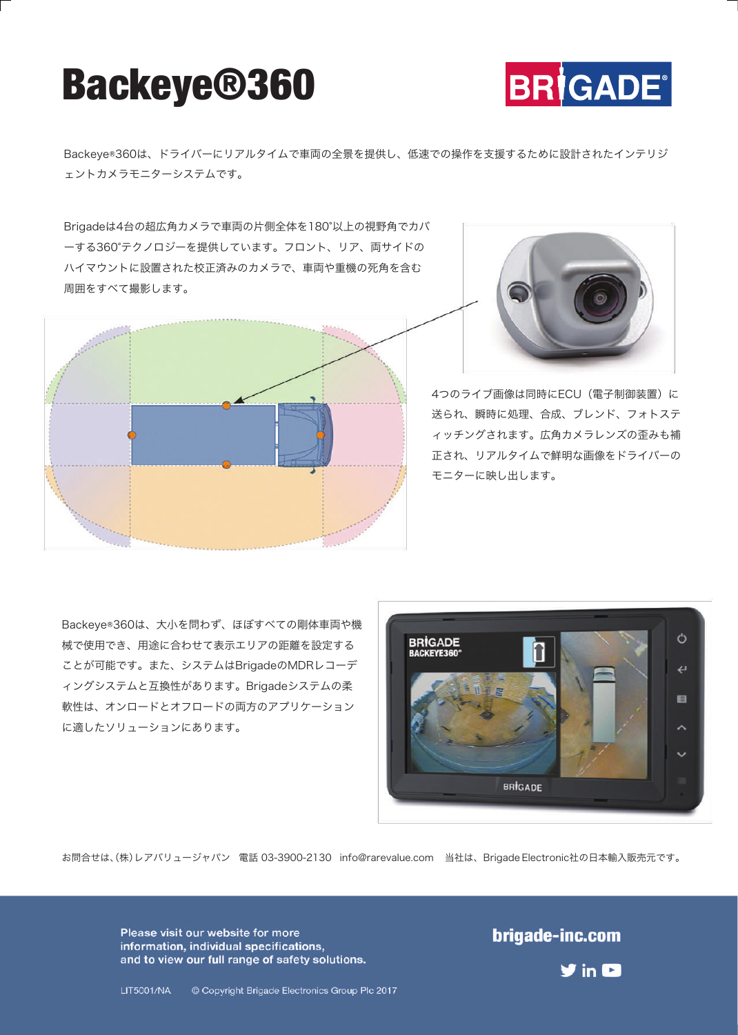# Backeye®360

BRIGADE

Backeye®360は、ドライバーにリアルタイムで車両の全景を提供し、低速での操作を支援するために設計されたインテリジェントカメラモニターシステムです。

Brigadeは4台の超広角カメラで車両の片側全体を180°以上の視野角でカバーする360°テクノロジーを提供しています。フロント、リア、両サイドのハイマウントに設置された校正済みのカメラで、車両や重機の死角を含む周囲をすべて撮影します。

4つのライブ画像は同時にECU（電子制御装置）に送られ、瞬時に処理、合成、ブレンド、フォトスティッチングされます。広角カメラレンズの歪みも補正され、リアルタイムで鮮明な画像をドライバーのモニターに映し出します。

Backeye®360は、大小を問わず、ほぼすべての剛体車両や機械で使用でき、用途に合わせて表示エリアの距離を設定することが可能です。また、システムはBrigadeのMDRレコーディングシステムと互換性があります。Brigadeシステムの柔軟性は、オンロードとオフロードの両方のアプリケーションに適したソリューションにあります。

お問合せは、(株)レアバリュージャパン　電話 03-3900-2130　info@rarevalue.com　当社は、Brigade Electronic社の日本輸入販売元です。

Please visit our website for more information, individual specifications, and to view our full range of safety solutions.

**brigade-inc.com**

LIT5001/NA　© Copyright Brigade Electronics Group Plc 2017